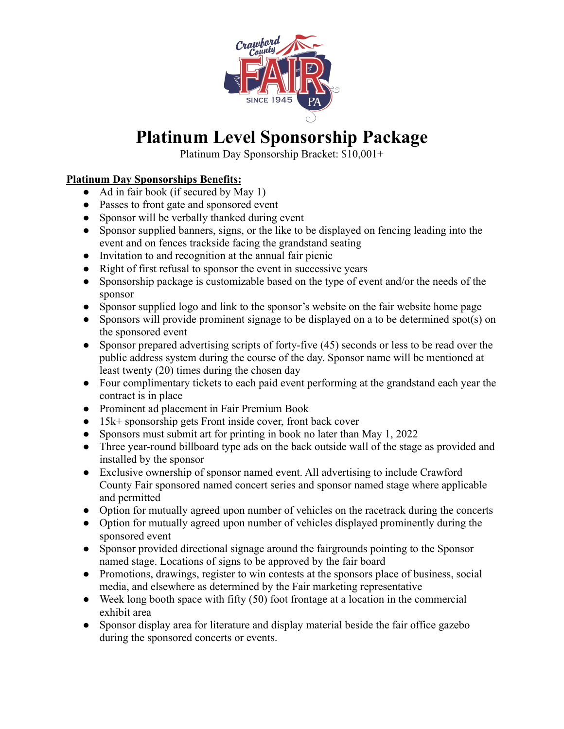# Platinum Level Sponsorship Package

Platinum Day Sponsorship Bracket: $10,001+

**Platinum Day Sponsorships Benefits:**

- Ad in fair book (if secured by May 1)
- Passes to front gate and sponsored event
- Sponsor will be verbally thanked during event
- Sponsor supplied banners, signs, or the like to be displayed on fencing leading into the event and on fences trackside facing the grandstand seating
- Invitation to and recognition at the annual fair picnic
- Right of first refusal to sponsor the event in successive years
- Sponsorship package is customizable based on the type of event and/or the needs of the sponsor
- Sponsor supplied logo and link to the sponsor's website on the fair website home page
- Sponsors will provide prominent signage to be displayed on a to be determined spot(s) on the sponsored event
- Sponsor prepared advertising scripts of forty-five (45) seconds or less to be read over the public address system during the course of the day. Sponsor name will be mentioned at least twenty (20) times during the chosen day
- Four complimentary tickets to each paid event performing at the grandstand each year the contract is in place
- Prominent ad placement in Fair Premium Book
- 15k+ sponsorship gets Front inside cover, front back cover
- Sponsors must submit art for printing in book no later than May 1, 2022
- Three year-round billboard type ads on the back outside wall of the stage as provided and installed by the sponsor
- Exclusive ownership of sponsor named event. All advertising to include Crawford County Fair sponsored named concert series and sponsor named stage where applicable and permitted
- Option for mutually agreed upon number of vehicles on the racetrack during the concerts
- Option for mutually agreed upon number of vehicles displayed prominently during the sponsored event
- Sponsor provided directional signage around the fairgrounds pointing to the Sponsor named stage. Locations of signs to be approved by the fair board
- Promotions, drawings, register to win contests at the sponsors place of business, social media, and elsewhere as determined by the Fair marketing representative
- Week long booth space with fifty (50) foot frontage at a location in the commercial exhibit area
- Sponsor display area for literature and display material beside the fair office gazebo during the sponsored concerts or events.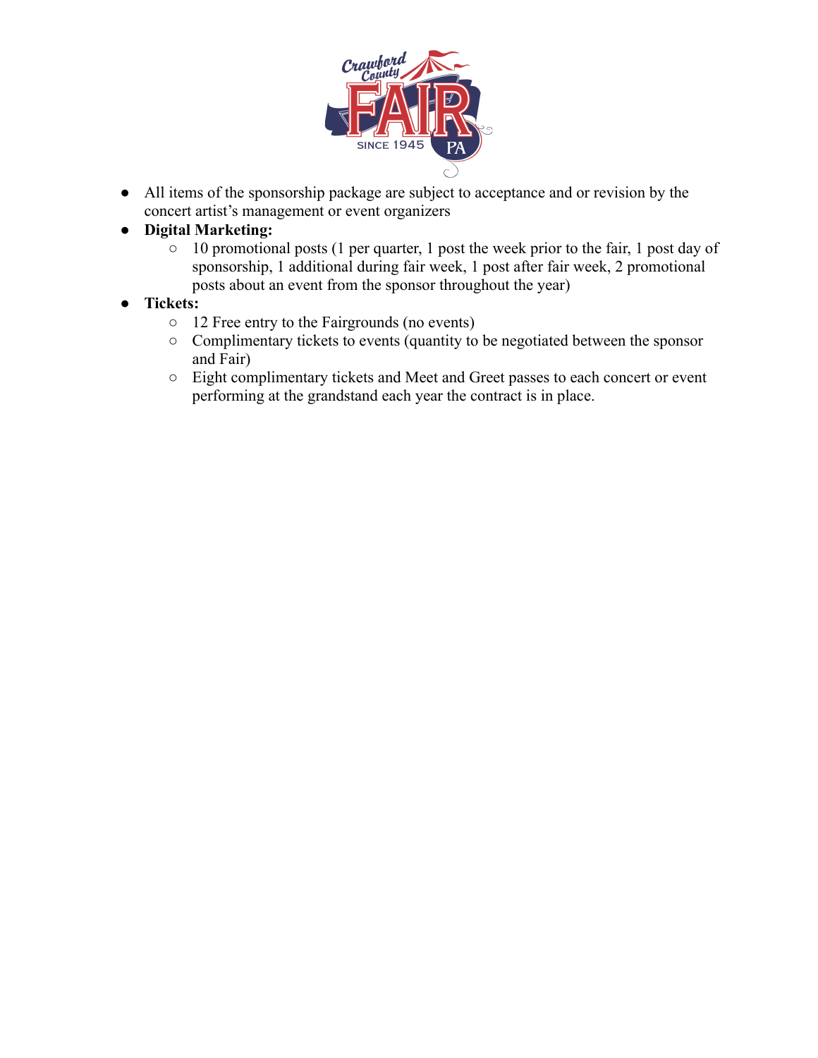- All items of the sponsorship package are subject to acceptance and or revision by the concert artist's management or event organizers
- **Digital Marketing:**
  - 10 promotional posts (1 per quarter, 1 post the week prior to the fair, 1 post day of sponsorship, 1 additional during fair week, 1 post after fair week, 2 promotional posts about an event from the sponsor throughout the year)
- **Tickets:**
  - 12 Free entry to the Fairgrounds (no events)
  - Complimentary tickets to events (quantity to be negotiated between the sponsor and Fair)
  - Eight complimentary tickets and Meet and Greet passes to each concert or event performing at the grandstand each year the contract is in place.